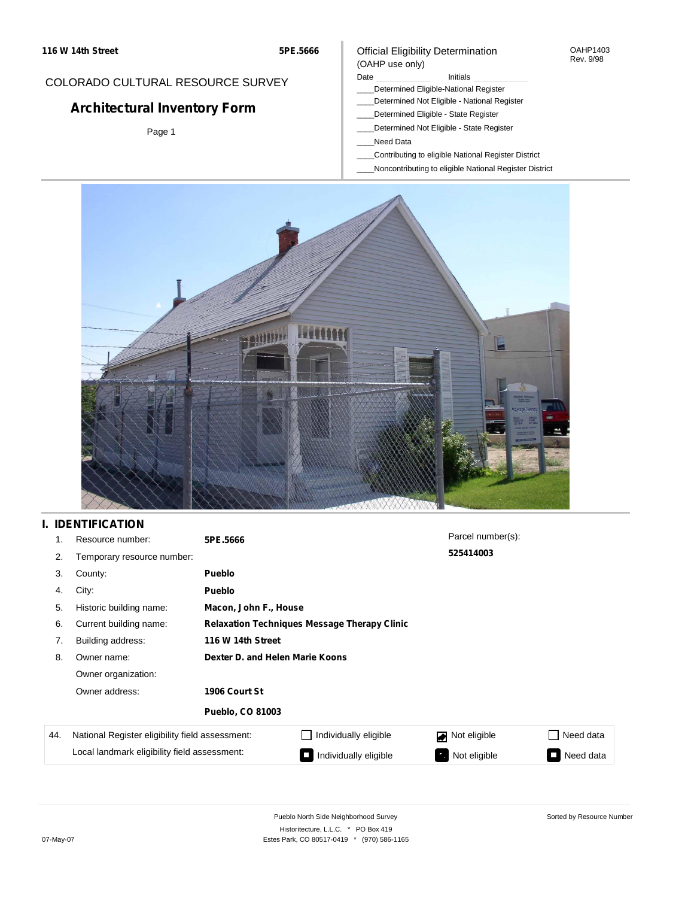**116 W 14th Street** **5PE.5666**

COLORADO CULTURAL RESOURCE SURVEY

# Architectural Inventory Form

Page 1

Official Eligibility Determination
(OAHP use only)

OAHP1403
Rev. 9/98

Date ____________ Initials ____________

____Determined Eligible-National Register
____Determined Not Eligible - National Register
____Determined Eligible - State Register
____Determined Not Eligible - State Register
____Need Data
____Contributing to eligible National Register District
____Noncontributing to eligible National Register District

## I. IDENTIFICATION

1. Resource number: **5PE.5666**
2. Temporary resource number:
3. County: **Pueblo**
4. City: **Pueblo**
5. Historic building name: **Macon, John F., House**
6. Current building name: **Relaxation Techniques Message Therapy Clinic**
7. Building address: **116 W 14th Street**
8. Owner name: **Dexter D. and Helen Marie Koons**

   Owner organization:

   Owner address: **1906 Court St**

   **Pueblo, CO 81003**

Parcel number(s): **525414003**

| 44. | National Register eligibility field assessment: | ☐ Individually eligible | ☑ Not eligible | ☐ Need data |
|---|---|---|---|---|
| | Local landmark eligibility field assessment: | ☐ Individually eligible | ☑ Not eligible | ☐ Need data |

Pueblo North Side Neighborhood Survey
Historitecture, L.L.C. * PO Box 419
Estes Park, CO 80517-0419 * (970) 586-1165

Sorted by Resource Number

07-May-07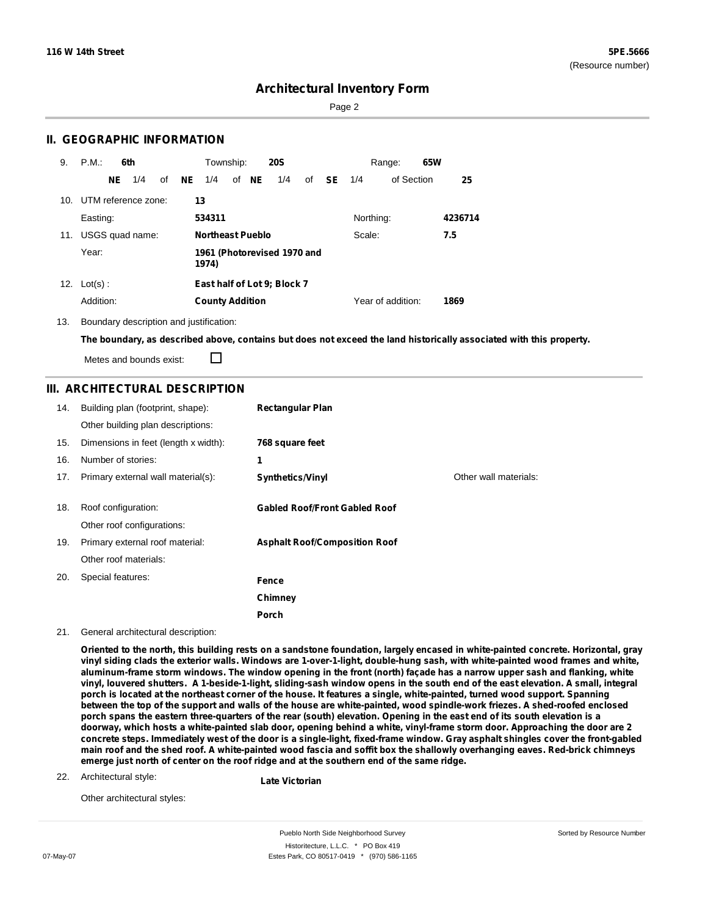## II. GEOGRAPHIC INFORMATION

9. P.M.: **6th** Township: **20S** Range: **65W**

   **NE** 1/4 of **NE** 1/4 of **NE** 1/4 of **SE** 1/4 of Section **25**

10. UTM reference zone: **13**

    Easting: **534311** Northing: **4236714**

11. USGS quad name: **Northeast Pueblo** Scale: **7.5**

    Year: **1961 (Photorevised 1970 and 1974)**

12. Lot(s): **East half of Lot 9; Block 7**

    Addition: **County Addition** Year of addition: **1869**

13. Boundary description and justification:

    **The boundary, as described above, contains but does not exceed the land historically associated with this property.**

    Metes and bounds exist: ☐

## III. ARCHITECTURAL DESCRIPTION

14. Building plan (footprint, shape): **Rectangular Plan**

    Other building plan descriptions:

15. Dimensions in feet (length x width): **768 square feet**

16. Number of stories: **1**

17. Primary external wall material(s): **Synthetics/Vinyl** Other wall materials:

18. Roof configuration: **Gabled Roof/Front Gabled Roof**

    Other roof configurations:

19. Primary external roof material: **Asphalt Roof/Composition Roof**

    Other roof materials:

20. Special features: **Fence**, **Chimney**, **Porch**

21. General architectural description:

    **Oriented to the north, this building rests on a sandstone foundation, largely encased in white-painted concrete. Horizontal, gray vinyl siding clads the exterior walls. Windows are 1-over-1-light, double-hung sash, with white-painted wood frames and white, aluminum-frame storm windows. The window opening in the front (north) façade has a narrow upper sash and flanking, white vinyl, louvered shutters. A 1-beside-1-light, sliding-sash window opens in the south end of the east elevation. A small, integral porch is located at the northeast corner of the house. It features a single, white-painted, turned wood support. Spanning between the top of the support and walls of the house are white-painted, wood spindle-work friezes. A shed-roofed enclosed porch spans the eastern three-quarters of the rear (south) elevation. Opening in the east end of its south elevation is a doorway, which hosts a white-painted slab door, opening behind a white, vinyl-frame storm door. Approaching the door are 2 concrete steps. Immediately west of the door is a single-light, fixed-frame window. Gray asphalt shingles cover the front-gabled main roof and the shed roof. A white-painted wood fascia and soffit box the shallowly overhanging eaves. Red-brick chimneys emerge just north of center on the roof ridge and at the southern end of the same ridge.**

22. Architectural style: **Late Victorian**

    Other architectural styles: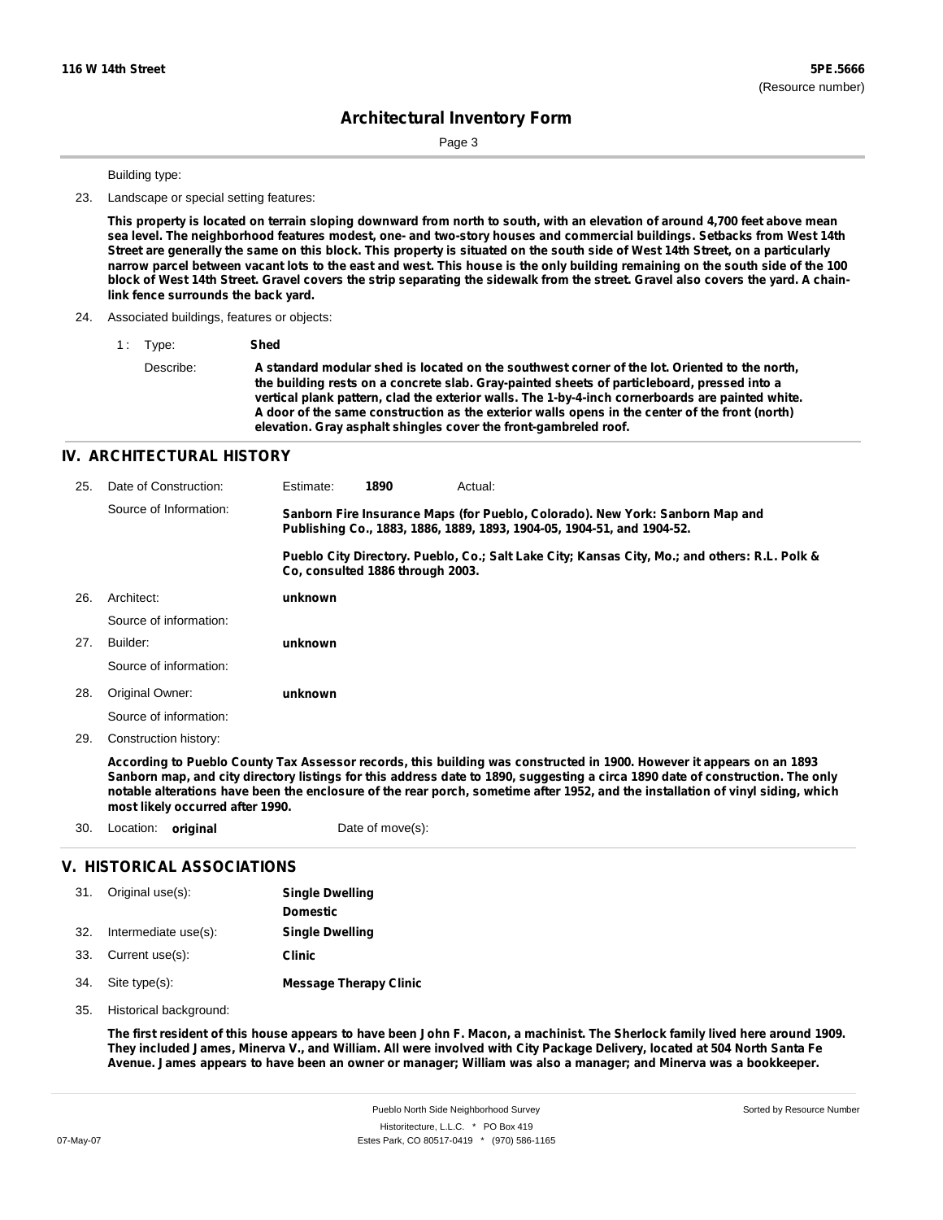## Architectural Inventory Form

Building type:

23. Landscape or special setting features:

**This property is located on terrain sloping downward from north to south, with an elevation of around 4,700 feet above mean sea level. The neighborhood features modest, one- and two-story houses and commercial buildings. Setbacks from West 14th Street are generally the same on this block. This property is situated on the south side of West 14th Street, on a particularly narrow parcel between vacant lots to the east and west. This house is the only building remaining on the south side of the 100 block of West 14th Street. Gravel covers the strip separating the sidewalk from the street. Gravel also covers the yard. A chain-link fence surrounds the back yard.**

24. Associated buildings, features or objects:

1 : Type: **Shed**

Describe: **A standard modular shed is located on the southwest corner of the lot. Oriented to the north, the building rests on a concrete slab. Gray-painted sheets of particleboard, pressed into a vertical plank pattern, clad the exterior walls. The 1-by-4-inch cornerboards are painted white. A door of the same construction as the exterior walls opens in the center of the front (north) elevation. Gray asphalt shingles cover the front-gambreled roof.**

## IV. ARCHITECTURAL HISTORY

25. Date of Construction: Estimate: **1890** Actual:

Source of Information: **Sanborn Fire Insurance Maps (for Pueblo, Colorado). New York: Sanborn Map and Publishing Co., 1883, 1886, 1889, 1893, 1904-05, 1904-51, and 1904-52.**

**Pueblo City Directory. Pueblo, Co.; Salt Lake City; Kansas City, Mo.; and others: R.L. Polk & Co, consulted 1886 through 2003.**

26. Architect: **unknown**

Source of information:

27. Builder: **unknown**

Source of information:

28. Original Owner: **unknown**

Source of information:

29. Construction history:

**According to Pueblo County Tax Assessor records, this building was constructed in 1900. However it appears on an 1893 Sanborn map, and city directory listings for this address date to 1890, suggesting a circa 1890 date of construction. The only notable alterations have been the enclosure of the rear porch, sometime after 1952, and the installation of vinyl siding, which most likely occurred after 1990.**

30. Location: **original** Date of move(s):

## V. HISTORICAL ASSOCIATIONS

31. Original use(s): **Single Dwelling**

**Domestic**

32. Intermediate use(s): **Single Dwelling**

33. Current use(s): **Clinic**

34. Site type(s): **Message Therapy Clinic**

35. Historical background:

**The first resident of this house appears to have been John F. Macon, a machinist. The Sherlock family lived here around 1909. They included James, Minerva V., and William. All were involved with City Package Delivery, located at 504 North Santa Fe Avenue. James appears to have been an owner or manager; William was also a manager; and Minerva was a bookkeeper.**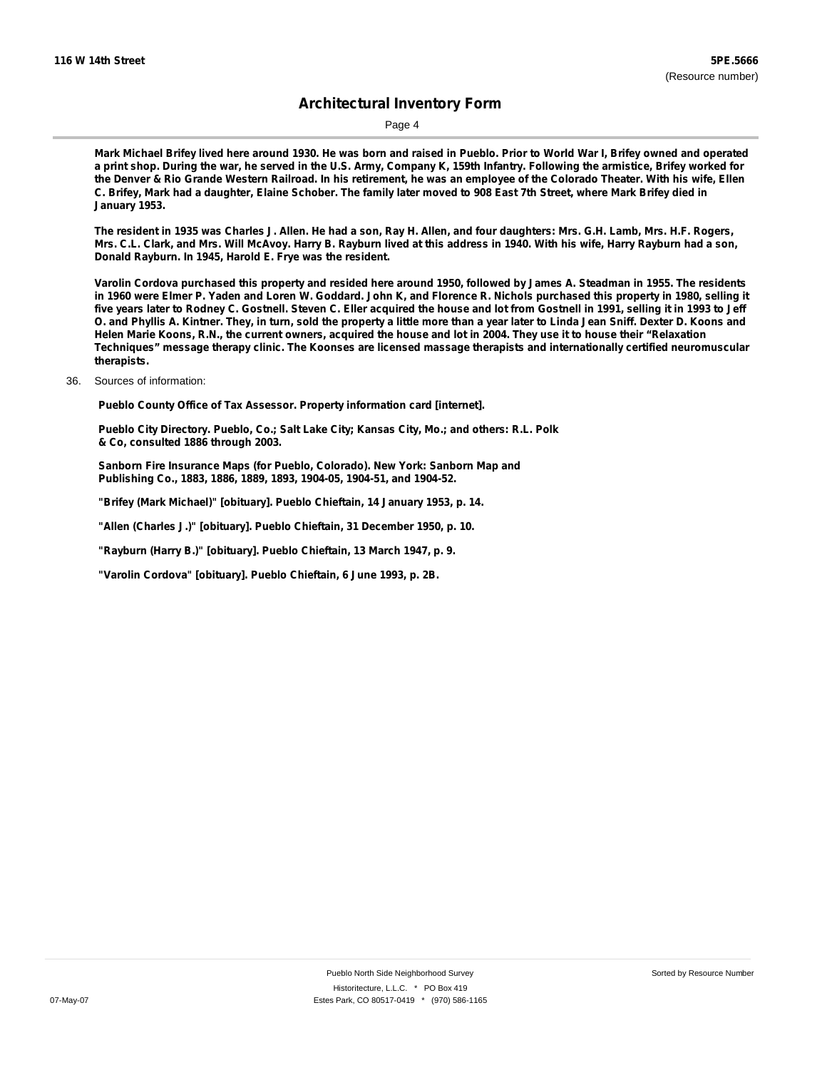Mark Michael Brifey lived here around 1930. He was born and raised in Pueblo. Prior to World War I, Brifey owned and operated a print shop. During the war, he served in the U.S. Army, Company K, 159th Infantry. Following the armistice, Brifey worked for the Denver & Rio Grande Western Railroad. In his retirement, he was an employee of the Colorado Theater. With his wife, Ellen C. Brifey, Mark had a daughter, Elaine Schober. The family later moved to 908 East 7th Street, where Mark Brifey died in January 1953.

The resident in 1935 was Charles J. Allen. He had a son, Ray H. Allen, and four daughters: Mrs. G.H. Lamb, Mrs. H.F. Rogers, Mrs. C.L. Clark, and Mrs. Will McAvoy. Harry B. Rayburn lived at this address in 1940. With his wife, Harry Rayburn had a son, Donald Rayburn. In 1945, Harold E. Frye was the resident.

Varolin Cordova purchased this property and resided here around 1950, followed by James A. Steadman in 1955. The residents in 1960 were Elmer P. Yaden and Loren W. Goddard. John K, and Florence R. Nichols purchased this property in 1980, selling it five years later to Rodney C. Gostnell. Steven C. Eller acquired the house and lot from Gostnell in 1991, selling it in 1993 to Jeff O. and Phyllis A. Kintner. They, in turn, sold the property a little more than a year later to Linda Jean Sniff. Dexter D. Koons and Helen Marie Koons, R.N., the current owners, acquired the house and lot in 2004. They use it to house their "Relaxation Techniques" message therapy clinic. The Koonses are licensed massage therapists and internationally certified neuromuscular therapists.

36. Sources of information:

Pueblo County Office of Tax Assessor. Property information card [internet].

Pueblo City Directory. Pueblo, Co.; Salt Lake City; Kansas City, Mo.; and others: R.L. Polk & Co, consulted 1886 through 2003.

Sanborn Fire Insurance Maps (for Pueblo, Colorado). New York: Sanborn Map and Publishing Co., 1883, 1886, 1889, 1893, 1904-05, 1904-51, and 1904-52.

"Brifey (Mark Michael)" [obituary]. Pueblo Chieftain, 14 January 1953, p. 14.

"Allen (Charles J.)" [obituary]. Pueblo Chieftain, 31 December 1950, p. 10.

"Rayburn (Harry B.)" [obituary]. Pueblo Chieftain, 13 March 1947, p. 9.

"Varolin Cordova" [obituary]. Pueblo Chieftain, 6 June 1993, p. 2B.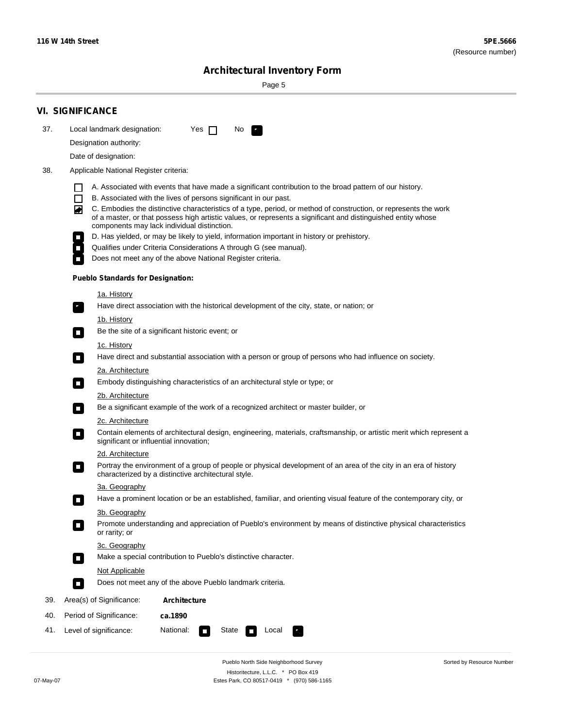116 W 14th Street

**5PE.5666**
(Resource number)

## Architectural Inventory Form

## VI. SIGNIFICANCE

37. Local landmark designation: Yes ☐ No ☒

Designation authority:

Date of designation:

38. Applicable National Register criteria:

- ☐ A. Associated with events that have made a significant contribution to the broad pattern of our history.
- ☐ B. Associated with the lives of persons significant in our past.
- ☒ C. Embodies the distinctive characteristics of a type, period, or method of construction, or represents the work of a master, or that possess high artistic values, or represents a significant and distinguished entity whose components may lack individual distinction.
- ☐ D. Has yielded, or may be likely to yield, information important in history or prehistory.
- ☐ Qualifies under Criteria Considerations A through G (see manual).
- ☐ Does not meet any of the above National Register criteria.

**Pueblo Standards for Designation:**

1a. History

☒ Have direct association with the historical development of the city, state, or nation; or

1b. History

☐ Be the site of a significant historic event; or

1c. History

☐ Have direct and substantial association with a person or group of persons who had influence on society.

2a. Architecture

☐ Embody distinguishing characteristics of an architectural style or type; or

2b. Architecture

☐ Be a significant example of the work of a recognized architect or master builder, or

2c. Architecture

☐ Contain elements of architectural design, engineering, materials, craftsmanship, or artistic merit which represent a significant or influential innovation;

2d. Architecture

☐ Portray the environment of a group of people or physical development of an area of the city in an era of history characterized by a distinctive architectural style.

3a. Geography

☐ Have a prominent location or be an established, familiar, and orienting visual feature of the contemporary city, or

3b. Geography

☐ Promote understanding and appreciation of Pueblo's environment by means of distinctive physical characteristics or rarity; or

3c. Geography

☐ Make a special contribution to Pueblo's distinctive character.

Not Applicable

☐ Does not meet any of the above Pueblo landmark criteria.

39. Area(s) of Significance: **Architecture**

40. Period of Significance: **ca.1890**

41. Level of significance: National: ☐ State ☐ Local ☒

Pueblo North Side Neighborhood Survey
Historitecture, L.L.C. * PO Box 419
Estes Park, CO 80517-0419 * (970) 586-1165

07-May-07

Sorted by Resource Number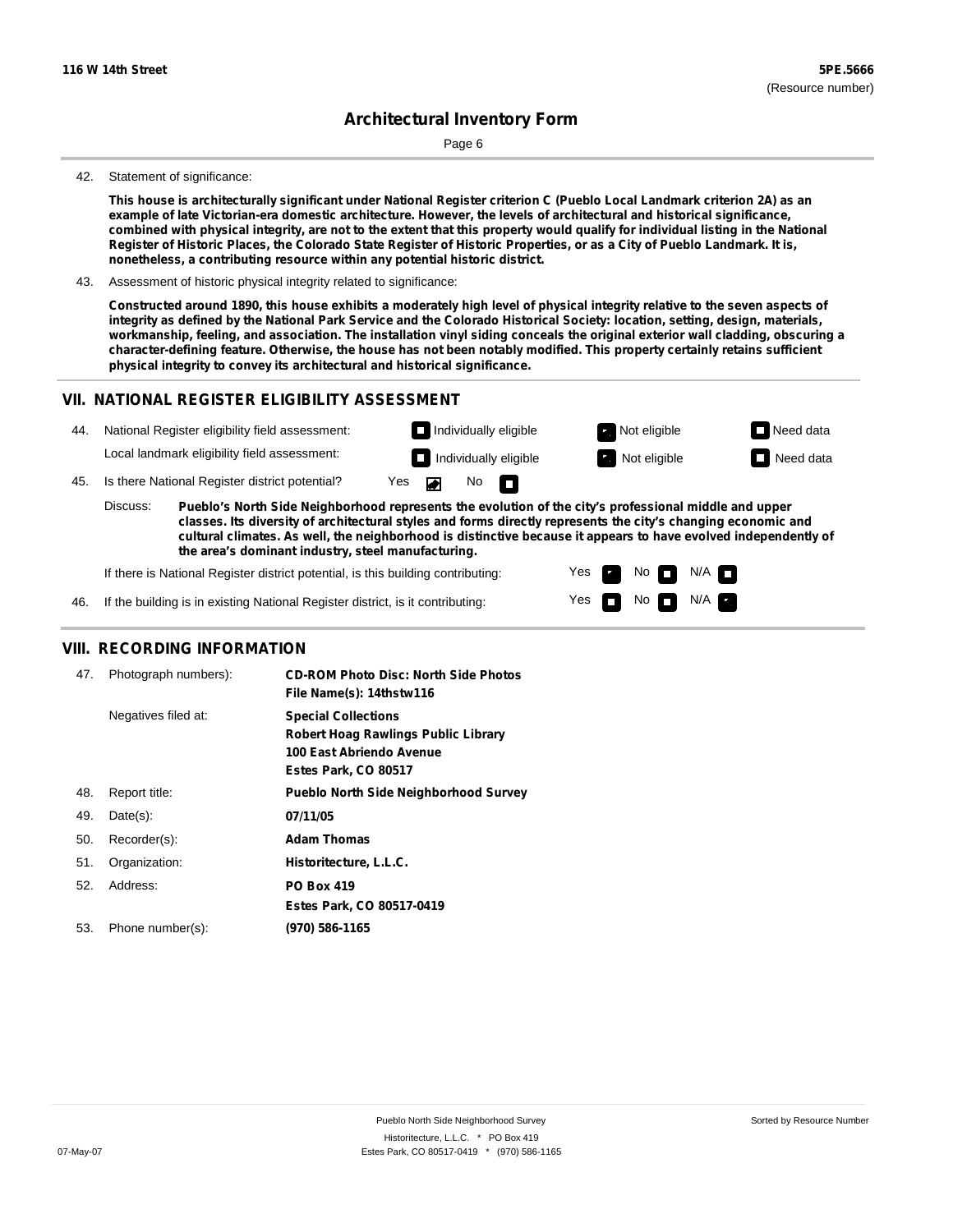116 W 14th Street

5PE.5666
(Resource number)

# Architectural Inventory Form

42. Statement of significance:

**This house is architecturally significant under National Register criterion C (Pueblo Local Landmark criterion 2A) as an example of late Victorian-era domestic architecture. However, the levels of architectural and historical significance, combined with physical integrity, are not to the extent that this property would qualify for individual listing in the National Register of Historic Places, the Colorado State Register of Historic Properties, or as a City of Pueblo Landmark. It is, nonetheless, a contributing resource within any potential historic district.**

43. Assessment of historic physical integrity related to significance:

**Constructed around 1890, this house exhibits a moderately high level of physical integrity relative to the seven aspects of integrity as defined by the National Park Service and the Colorado Historical Society: location, setting, design, materials, workmanship, feeling, and association. The installation vinyl siding conceals the original exterior wall cladding, obscuring a character-defining feature. Otherwise, the house has not been notably modified. This property certainly retains sufficient physical integrity to convey its architectural and historical significance.**

## VII. NATIONAL REGISTER ELIGIBILITY ASSESSMENT

44. National Register eligibility field assessment: ☐ Individually eligible ☑ Not eligible ☐ Need data

Local landmark eligibility field assessment: ☐ Individually eligible ☑ Not eligible ☐ Need data

45. Is there National Register district potential? Yes ☑ No ☐

Discuss: **Pueblo's North Side Neighborhood represents the evolution of the city's professional middle and upper classes. Its diversity of architectural styles and forms directly represents the city's changing economic and cultural climates. As well, the neighborhood is distinctive because it appears to have evolved independently of the area's dominant industry, steel manufacturing.**

If there is National Register district potential, is this building contributing: Yes ☑ No ☐ N/A ☐

46. If the building is in existing National Register district, is it contributing: Yes ☐ No ☐ N/A ☑

## VIII. RECORDING INFORMATION

47. Photograph numbers): **CD-ROM Photo Disc: North Side Photos**
**File Name(s): 14thstw116**

Negatives filed at: **Special Collections**
**Robert Hoag Rawlings Public Library**
**100 East Abriendo Avenue**
**Estes Park, CO 80517**

48. Report title: **Pueblo North Side Neighborhood Survey**

49. Date(s): **07/11/05**

50. Recorder(s): **Adam Thomas**

51. Organization: **Historitecture, L.L.C.**

52. Address: **PO Box 419**
**Estes Park, CO 80517-0419**

53. Phone number(s): **(970) 586-1165**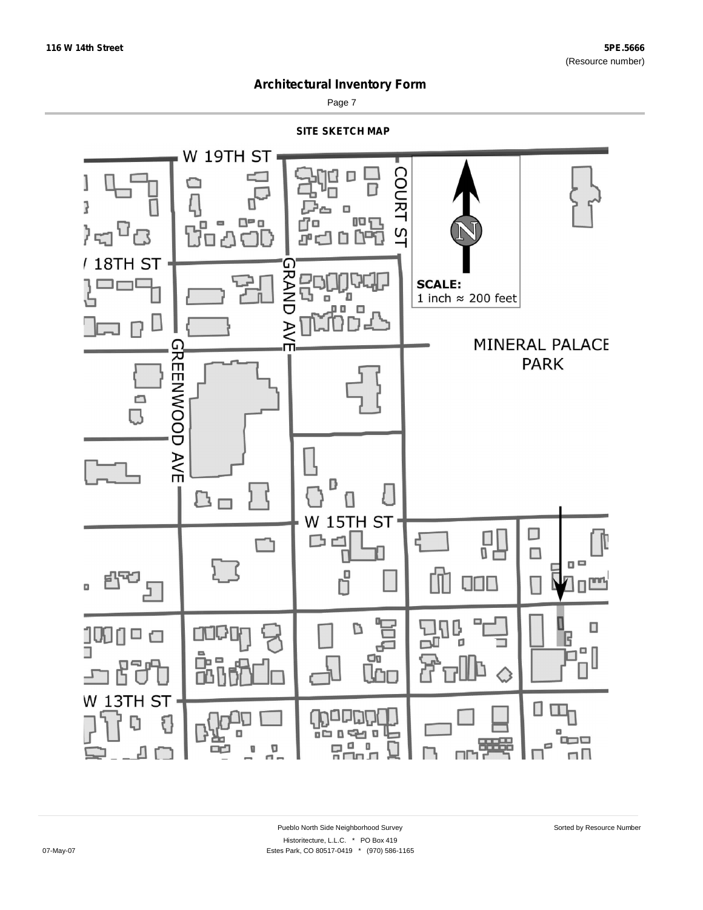## Architectural Inventory Form

### SITE SKETCH MAP

W 19TH ST

COURT ST

18TH ST

GRAND AVE

SCALE:
1 inch ≈ 200 feet

MINERAL PALACE PARK

GREENWOOD AVE

W 15TH ST

W 13TH ST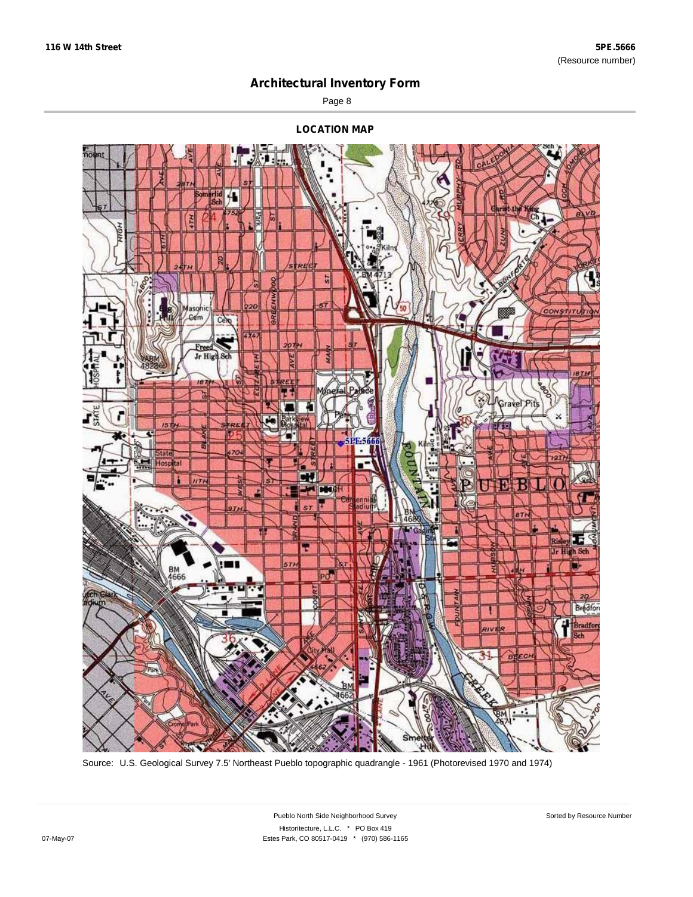**116 W 14th Street**

**5PE.5666**
(Resource number)

# Architectural Inventory Form

## LOCATION MAP

Source: U.S. Geological Survey 7.5' Northeast Pueblo topographic quadrangle - 1961 (Photorevised 1970 and 1974)

Pueblo North Side Neighborhood Survey
Historitecture, L.L.C. * PO Box 419
Estes Park, CO 80517-0419 * (970) 586-1165

07-May-07

Sorted by Resource Number